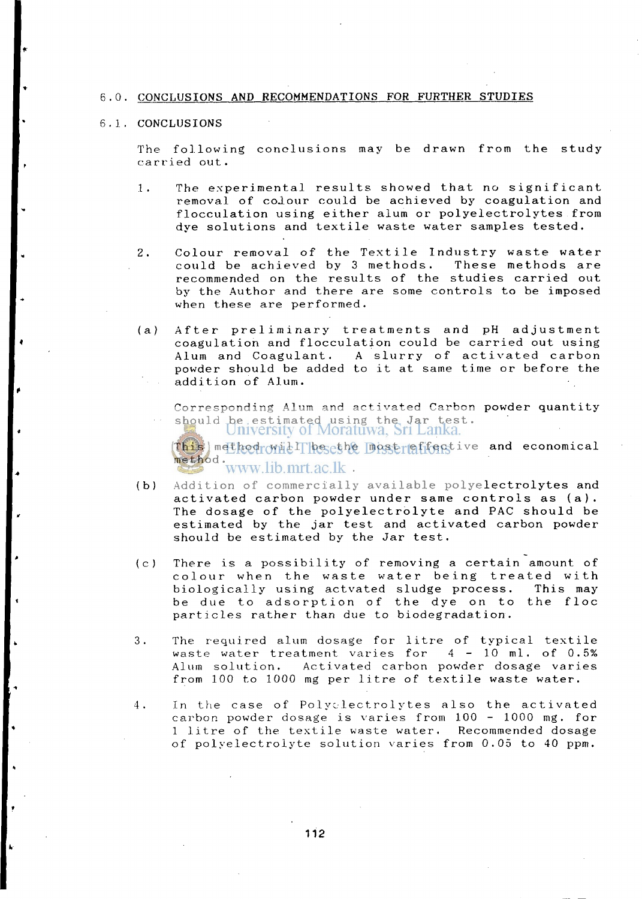# 6.0. CONCLUSIONS AND RECOMMENDATIONS FOR FURTHER STUDIES

## 6.1. CONCLUSIONS

The following conclusions may be drawn from the study carried out.

1. The experimental results showed that no significant removal of colour could be achieved by coagulation and flocculation using either alum or polyelectrolytes from dye solutions and textile waste water samples tested.

2. Colour removal of the Textile Industry waste water could be achieved by 3 methods. These methods are recommended on the results of the studies carried out by the Author and there are some controls to be imposed when these are performed.

(a) After preliminary treatments and pH adjustment coagulation and flocculation could be carried out using Alum and Coagulant. A slurry of activated carbon powder should be added to it at same time or before the addition of Alum.

Corresponding Alum and activated Carbon powder quantity should be estimated using the Jar test.

This method will be the most effective and economical method.

(b) Addition of commercially available polyelectrolytes and activated carbon powder under same controls as (a). The dosage of the polyelectrolyte and PAC should be estimated by the jar test and activated carbon powder should be estimated by the Jar test.

(c) There is a possibility of removing a certain amount of colour when the waste water being treated with biologically using actvated sludge process. This may be due to adsorption of the dye on to the floc particles rather than due to biodegradation.

3. The required alum dosage for litre of typical textile waste water treatment varies for 4 - 10 ml. of 0.5% Alum solution. Activated carbon powder dosage varies from 100 to 1000 mg per litre of textile waste water.

4. In the case of Polyelectrolytes also the activated carbon powder dosage is varies from 100 - 1000 mg. for 1 litre of the textile waste water. Recommended dosage of polyelectrolyte solution varies from 0.05 to 40 ppm.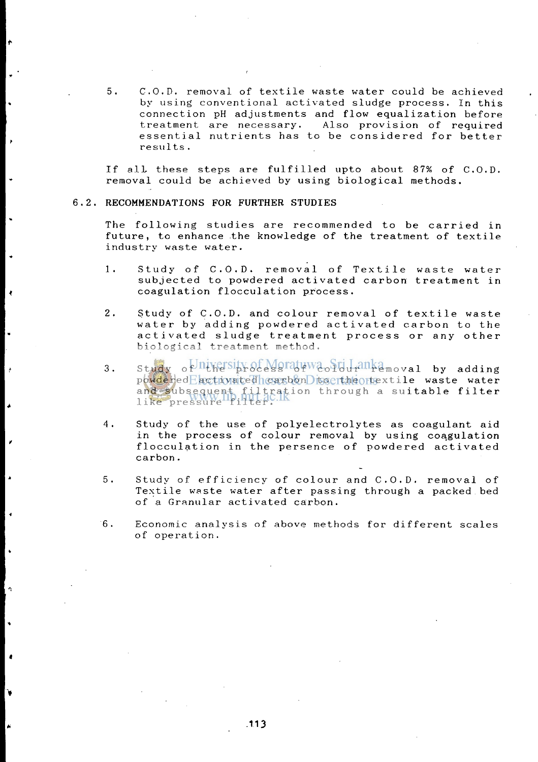5. C.O.D. removal of textile waste water could be achieved by using conventional activated sludge process. In this connection pH adjustments and flow equalization before treatment are necessary. Also provision of required essential nutrients has to be considered for better results.

If all these steps are fulfilled upto about 87% of C.O.D. removal could be achieved by using biological methods.

## 6.2. RECOMMENDATIONS FOR FURTHER STUDIES

The following studies are recommended to be carried in future, to enhance the knowledge of the treatment of textile industry waste water.

1. Study of C.O.D. removal of Textile waste water subjected to powdered activated carbon treatment in coagulation flocculation process.

2. Study of C.O.D. and colour removal of textile waste water by adding powdered activated carbon to the activated sludge treatment process or any other biological treatment method.

3. Study of the process of colour removal by adding powdered activated carbon to the textile waste water and subsequent filtration through a suitable filter like pressure filter.

4. Study of the use of polyelectrolytes as coagulant aid in the process of colour removal by using coagulation flocculation in the persence of powdered activated carbon.

5. Study of efficiency of colour and C.O.D. removal of Textile waste water after passing through a packed bed of a Granular activated carbon.

6. Economic analysis of above methods for different scales of operation.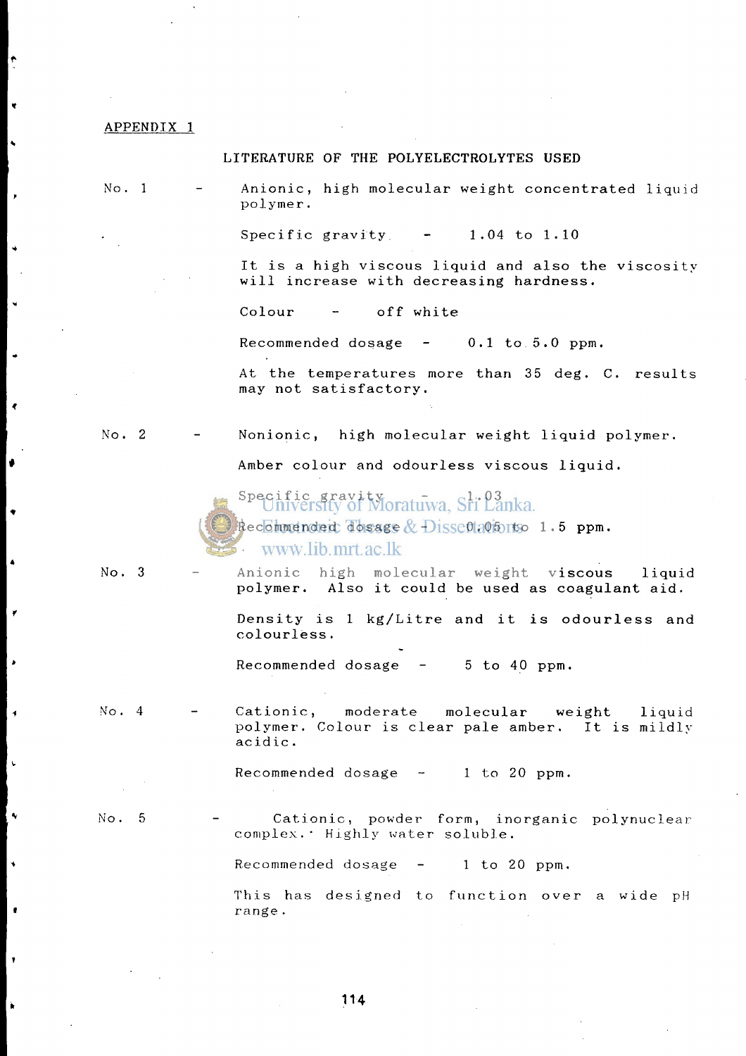## APPENDIX 1

### LITERATURE OF THE POLYELECTROLYTES USED

No. 1 - Anionic, high molecular weight concentrated liquid polymer.

Specific gravity - 1.04 to 1.10

It is a high viscous liquid and also the viscosity will increase with decreasing hardness.

Colour - off white

Recommended dosage - 0.1 to 5.0 ppm.

At the temperatures more than 35 deg. C. results may not satisfactory.

No. 2 - Nonionic, high molecular weight liquid polymer.

Amber colour and odourless viscous liquid.

Specific gravity - 1.03

Recommended dosage - 0.05 to 1.5 ppm.

No. 3 - Anionic high molecular weight viscous liquid polymer. Also it could be used as coagulant aid.

Density is 1 kg/Litre and it is odourless and colourless.

Recommended dosage - 5 to 40 ppm.

No. 4 - Cationic, moderate molecular weight liquid polymer. Colour is clear pale amber. It is mildly acidic.

Recommended dosage - 1 to 20 ppm.

No. 5 - Cationic, powder form, inorganic polynuclear complex. Highly water soluble.

Recommended dosage - 1 to 20 ppm.

This has designed to function over a wide pH range.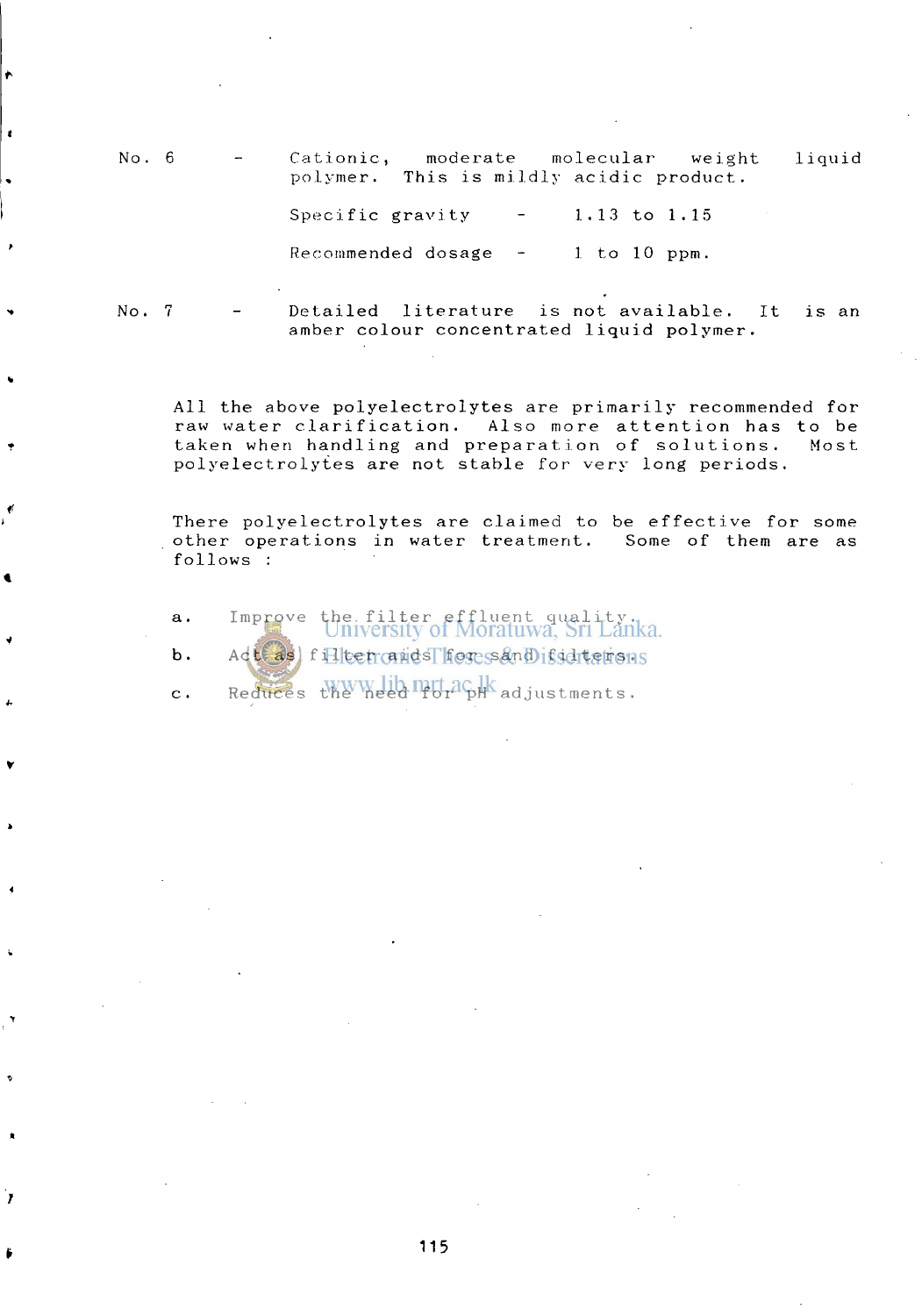No. 6 – Cationic, moderate molecular weight liquid polymer. This is mildly acidic product.

Specific gravity – 1.13 to 1.15

Recommended dosage – 1 to 10 ppm.

No. 7 – Detailed literature is not available. It is an amber colour concentrated liquid polymer.

All the above polyelectrolytes are primarily recommended for raw water clarification. Also more attention has to be taken when handling and preparation of solutions. Most polyelectrolytes are not stable for very long periods.

There polyelectrolytes are claimed to be effective for some other operations in water treatment. Some of them are as follows :

a. Improve the filter effluent quality.

b. Act as filter aids for sand filters.

c. Reduces the need for pH adjustments.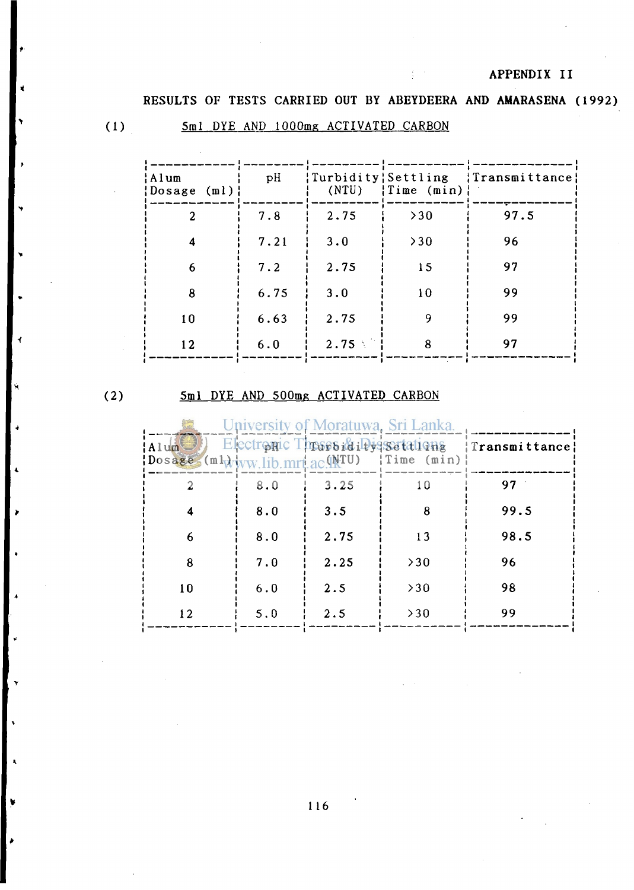# APPENDIX II

## RESULTS OF TESTS CARRIED OUT BY ABEYDEERA AND AMARASENA (1992)

### (1) 5ml DYE AND 1000mg ACTIVATED CARBON

| Alum Dosage (ml) | pH | Turbidity (NTU) | Settling Time (min) | Transmittance |
|---|---|---|---|---|
| 2 | 7.8 | 2.75 | >30 | 97.5 |
| 4 | 7.21 | 3.0 | >30 | 96 |
| 6 | 7.2 | 2.75 | 15 | 97 |
| 8 | 6.75 | 3.0 | 10 | 99 |
| 10 | 6.63 | 2.75 | 9 | 99 |
| 12 | 6.0 | 2.75 | 8 | 97 |

### (2) 5ml DYE AND 500mg ACTIVATED CARBON

| Alum Dosage (ml) | pH | Turbidity (NTU) | Settling Time (min) | Transmittance |
|---|---|---|---|---|
| 2 | 8.0 | 3.25 | 10 | 97 |
| 4 | 8.0 | 3.5 | 8 | 99.5 |
| 6 | 8.0 | 2.75 | 13 | 98.5 |
| 8 | 7.0 | 2.25 | >30 | 96 |
| 10 | 6.0 | 2.5 | >30 | 98 |
| 12 | 5.0 | 2.5 | >30 | 99 |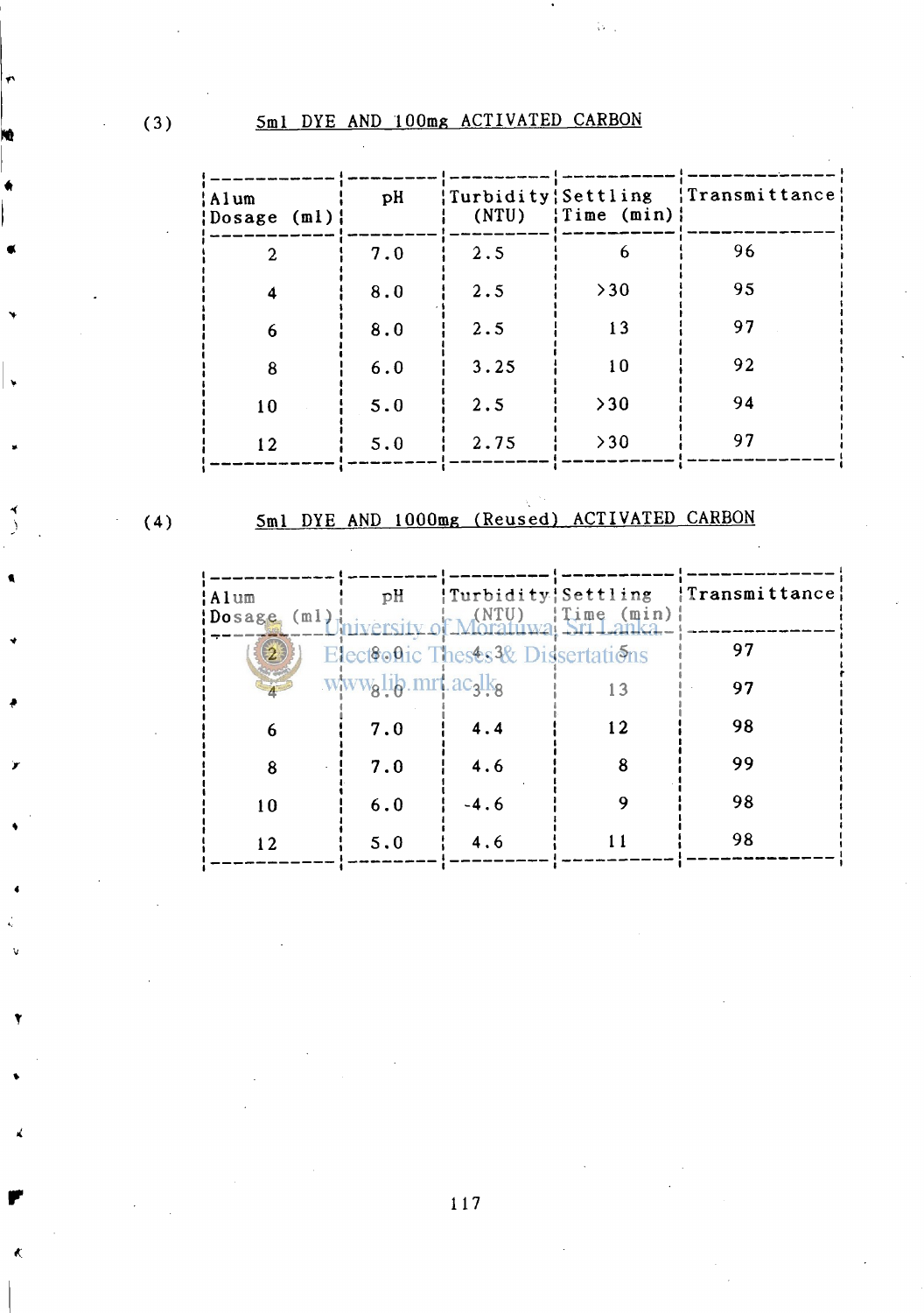(3) 5ml DYE AND 100mg ACTIVATED CARBON

| Alum Dosage (ml) | pH | Turbidity (NTU) | Settling Time (min) | Transmittance |
|---|---|---|---|---|
| 2 | 7.0 | 2.5 | 6 | 96 |
| 4 | 8.0 | 2.5 | >30 | 95 |
| 6 | 8.0 | 2.5 | 13 | 97 |
| 8 | 6.0 | 3.25 | 10 | 92 |
| 10 | 5.0 | 2.5 | >30 | 94 |
| 12 | 5.0 | 2.75 | >30 | 97 |

(4) 5ml DYE AND 1000mg (Reused) ACTIVATED CARBON

| Alum Dosage (ml) | pH | Turbidity (NTU) | Settling Time (min) | Transmittance |
|---|---|---|---|---|
| 2 | 8.0 | 4.3 | 5 | 97 |
| 4 | 8.0 | 3.8 | 13 | 97 |
| 6 | 7.0 | 4.4 | 12 | 98 |
| 8 | 7.0 | 4.6 | 8 | 99 |
| 10 | 6.0 | -4.6 | 9 | 98 |
| 12 | 5.0 | 4.6 | 11 | 98 |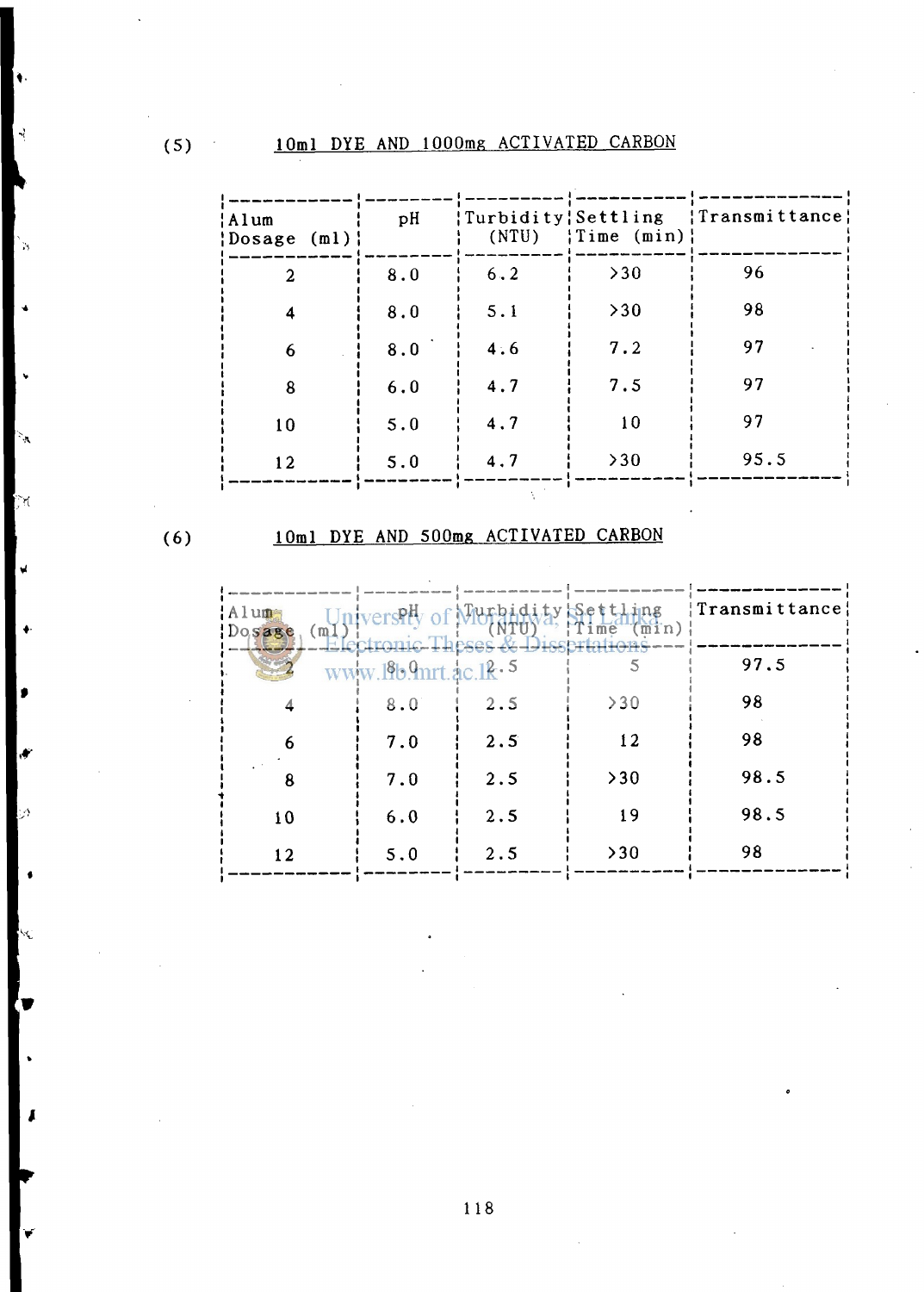(5) 10ml DYE AND 1000mg ACTIVATED CARBON

| Alum Dosage (ml) | pH | Turbidity (NTU) | Settling Time (min) | Transmittance |
|---|---|---|---|---|
| 2 | 8.0 | 6.2 | >30 | 96 |
| 4 | 8.0 | 5.1 | >30 | 98 |
| 6 | 8.0 | 4.6 | 7.2 | 97 |
| 8 | 6.0 | 4.7 | 7.5 | 97 |
| 10 | 5.0 | 4.7 | 10 | 97 |
| 12 | 5.0 | 4.7 | >30 | 95.5 |

(6) 10ml DYE AND 500mg ACTIVATED CARBON

| Alum Dosage (ml) | pH | Turbidity (NTU) | Settling Time (min) | Transmittance |
|---|---|---|---|---|
| 2 | 8.0 | 2.5 | 5 | 97.5 |
| 4 | 8.0 | 2.5 | >30 | 98 |
| 6 | 7.0 | 2.5 | 12 | 98 |
| 8 | 7.0 | 2.5 | >30 | 98.5 |
| 10 | 6.0 | 2.5 | 19 | 98.5 |
| 12 | 5.0 | 2.5 | >30 | 98 |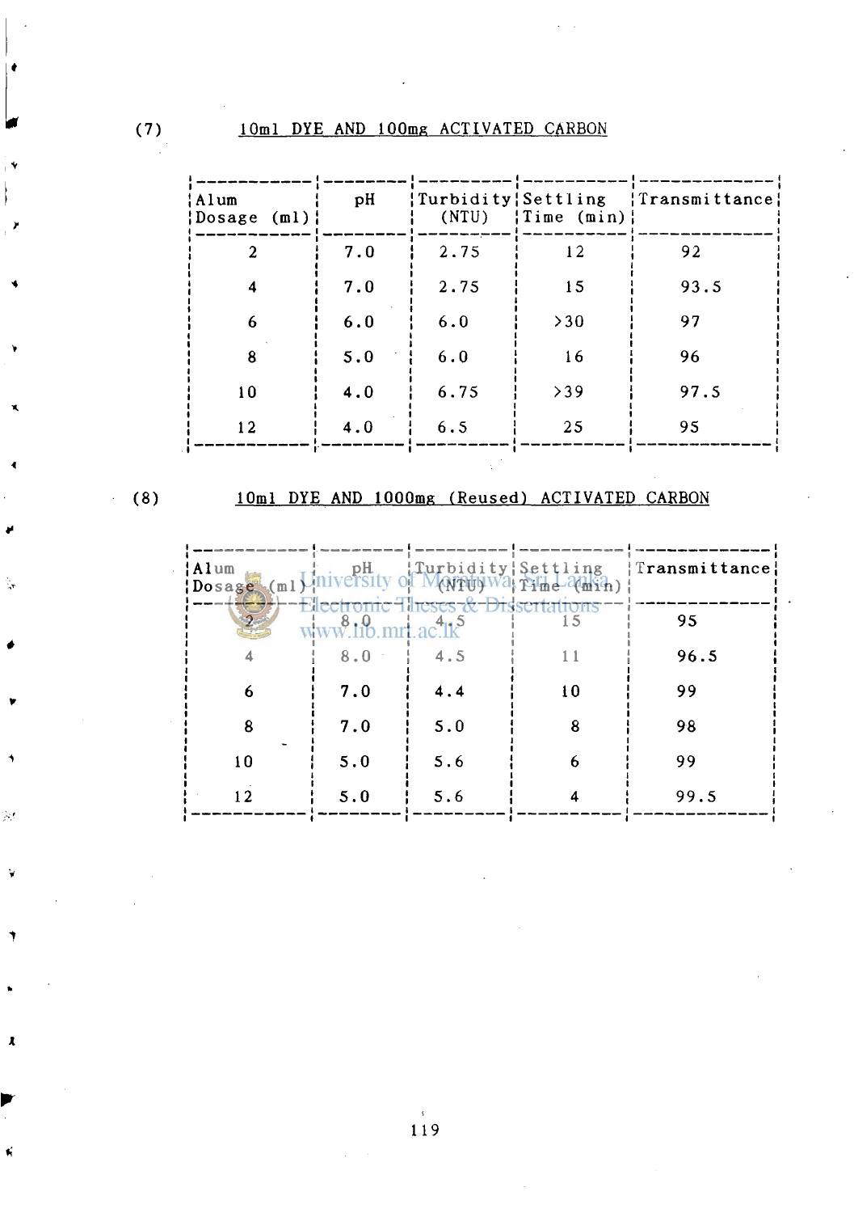(7) 10ml DYE AND 100mg ACTIVATED CARBON

| Alum Dosage (ml) | pH | Turbidity (NTU) | Settling Time (min) | Transmittance |
|---|---|---|---|---|
| 2 | 7.0 | 2.75 | 12 | 92 |
| 4 | 7.0 | 2.75 | 15 | 93.5 |
| 6 | 6.0 | 6.0 | >30 | 97 |
| 8 | 5.0 | 6.0 | 16 | 96 |
| 10 | 4.0 | 6.75 | >39 | 97.5 |
| 12 | 4.0 | 6.5 | 25 | 95 |

(8) 10ml DYE AND 1000mg (Reused) ACTIVATED CARBON

| Alum Dosage (ml) | pH | Turbidity (NTU) | Settling Time (min) | Transmittance |
|---|---|---|---|---|
| 2 | 8.0 | 4.5 | 15 | 95 |
| 4 | 8.0 | 4.5 | 11 | 96.5 |
| 6 | 7.0 | 4.4 | 10 | 99 |
| 8 | 7.0 | 5.0 | 8 | 98 |
| 10 | 5.0 | 5.6 | 6 | 99 |
| 12 | 5.0 | 5.6 | 4 | 99.5 |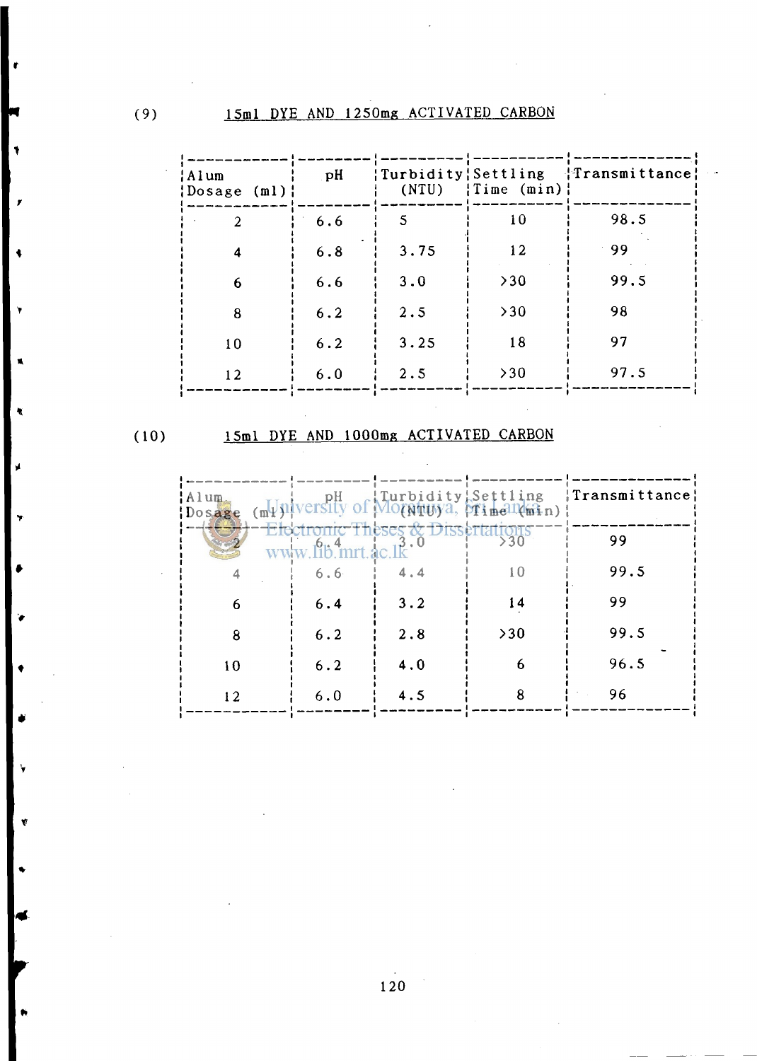(9) 15ml DYE AND 1250mg ACTIVATED CARBON

| Alum Dosage (ml) | pH | Turbidity (NTU) | Settling Time (min) | Transmittance |
|---|---|---|---|---|
| 2 | 6.6 | 5 | 10 | 98.5 |
| 4 | 6.8 | 3.75 | 12 | 99 |
| 6 | 6.6 | 3.0 | >30 | 99.5 |
| 8 | 6.2 | 2.5 | >30 | 98 |
| 10 | 6.2 | 3.25 | 18 | 97 |
| 12 | 6.0 | 2.5 | >30 | 97.5 |

(10) 15ml DYE AND 1000mg ACTIVATED CARBON

| Alum Dosage (ml) | pH | Turbidity (NTU) | Settling Time (min) | Transmittance |
|---|---|---|---|---|
| 2 | 6.4 | 3.0 | >30 | 99 |
| 4 | 6.6 | 4.4 | 10 | 99.5 |
| 6 | 6.4 | 3.2 | 14 | 99 |
| 8 | 6.2 | 2.8 | >30 | 99.5 |
| 10 | 6.2 | 4.0 | 6 | 96.5 |
| 12 | 6.0 | 4.5 | 8 | 96 |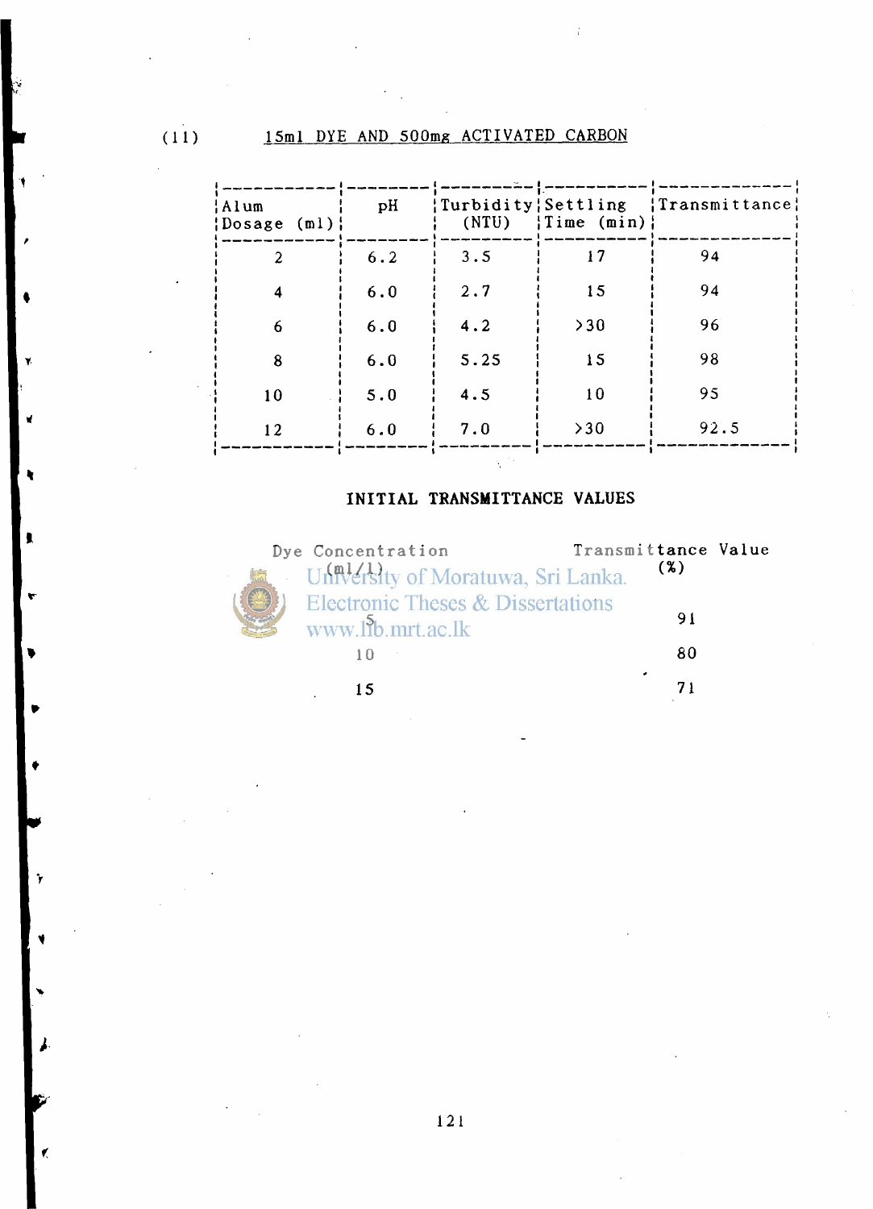(11) 15ml DYE AND 500mg ACTIVATED CARBON

| Alum Dosage (ml) | pH | Turbidity (NTU) | Settling Time (min) | Transmittance |
|---|---|---|---|---|
| 2 | 6.2 | 3.5 | 17 | 94 |
| 4 | 6.0 | 2.7 | 15 | 94 |
| 6 | 6.0 | 4.2 | >30 | 96 |
| 8 | 6.0 | 5.25 | 15 | 98 |
| 10 | 5.0 | 4.5 | 10 | 95 |
| 12 | 6.0 | 7.0 | >30 | 92.5 |

**INITIAL TRANSMITTANCE VALUES**

| Dye Concentration (ml/l) | Transmittance Value (%) |
|---|---|
| 5 | 91 |
| 10 | 80 |
| 15 | 71 |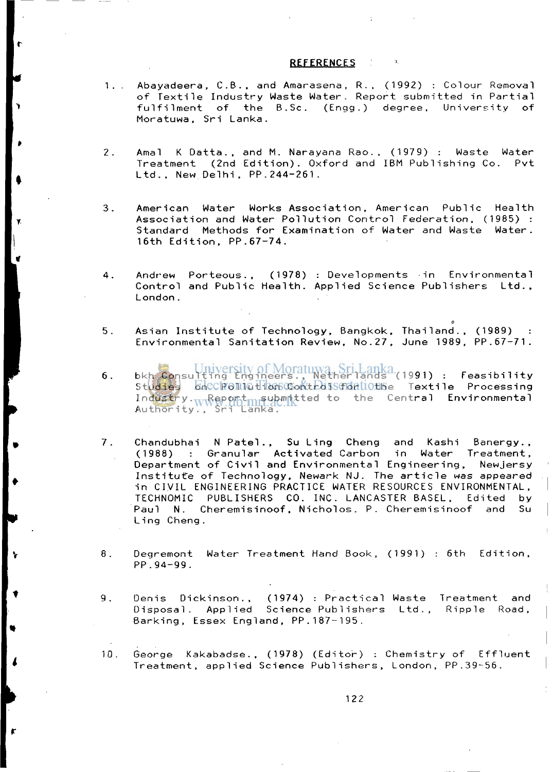## REFERENCES

1. Abayadeera, C.B., and Amarasena, R., (1992) : Colour Removal of Textile Industry Waste Water. Report submitted in Partial fulfilment of the B.Sc. (Engg.) degree, University of Moratuwa, Sri Lanka.

2. Amal K Datta., and M. Narayana Rao., (1979) : Waste Water Treatment (2nd Edition). Oxford and IBM Publishing Co. Pvt Ltd., New Delhi, PP.244-261.

3. American Water Works Association, American Public Health Association and Water Pollution Control Federation, (1985) : Standard Methods for Examination of Water and Waste Water. 16th Edition, PP.67-74.

4. Andrew Porteous., (1978) : Developments in Environmental Control and Public Health. Applied Science Publishers Ltd., London.

5. Asian Institute of Technology, Bangkok, Thailand., (1989) : Environmental Sanitation Review, No.27, June 1989, PP.67-71.

6. bkh Consulting Engineers., Netherlands (1991) : Feasibility Studies on Pollution Control for the Textile Processing Industry. Report submitted to the Central Environmental Authority., Sri Lanka.

7. Chandubhai N Patel., Su Ling Cheng and Kashi Banergy., (1988) : Granular Activated Carbon in Water Treatment, Department of Civil and Environmental Engineering, Newjersy Institute of Technology, Newark NJ. The article was appeared in CIVIL ENGINEERING PRACTICE WATER RESOURCES ENVIRONMENTAL, TECHNOMIC PUBLISHERS CO. INC. LANCASTER BASEL, Edited by Paul N. Cheremisinoof, Nicholos. P. Cheremisinoof and Su Ling Cheng.

8. Degremont Water Treatment Hand Book, (1991) : 6th Edition, PP.94-99.

9. Denis Dickinson., (1974) : Practical Waste Treatment and Disposal. Applied Science Publishers Ltd., Ripple Road, Barking, Essex England, PP.187-195.

10. George Kakabadse., (1978) (Editor) : Chemistry of Effluent Treatment, applied Science Publishers, London, PP.39-56.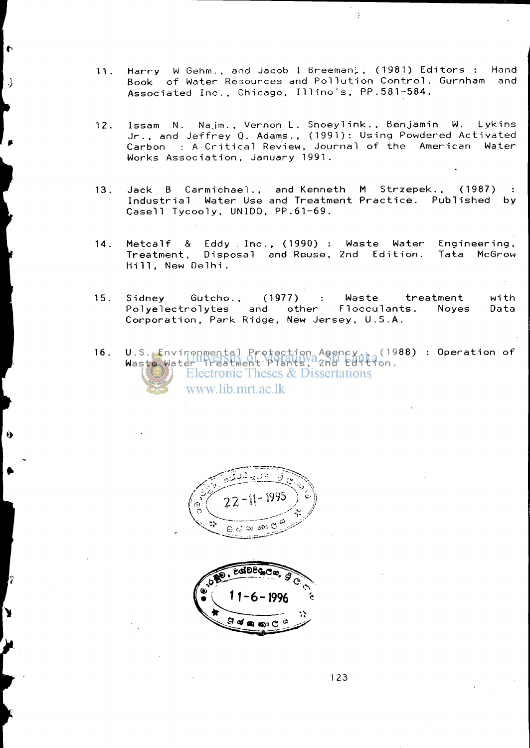11. Harry W Gehm., and Jacob I Breeman., (1981) Editors : Hand Book of Water Resources and Pollution Control. Gurnham and Associated Inc., Chicago, Illino's, PP.581-584.

12. Issam N. Najm., Vernon L. Snoeylink., Benjamin W. Lykins Jr., and Jeffrey Q. Adams., (1991): Using Powdered Activated Carbon : A Critical Review, Journal of the American Water Works Association, January 1991.

13. Jack B Carmichael., and Kenneth M Strzepek., (1987) : Industrial Water Use and Treatment Practice. Published by Casell Tycooly, UNIDO, PP.61-69.

14. Metcalf & Eddy Inc., (1990) : Waste Water Engineering, Treatment, Disposal and Reuse, 2nd Edition. Tata McGrow Hill, New Delhi.

15. Sidney Gutcho., (1977) : Waste treatment with Polyelectrolytes and other Flocculants. Noyes Data Corporation, Park Ridge, New Jersey, U.S.A.

16. U.S. Environmental Protection Agency., (1988) : Operation of Waste Water Treatment Plants, 2nd Edition.

University of Moratuwa, Sri Lanka.
Electronic Theses & Dissertations
www.lib.mrt.ac.lk

22-11-1995

11-6-1996